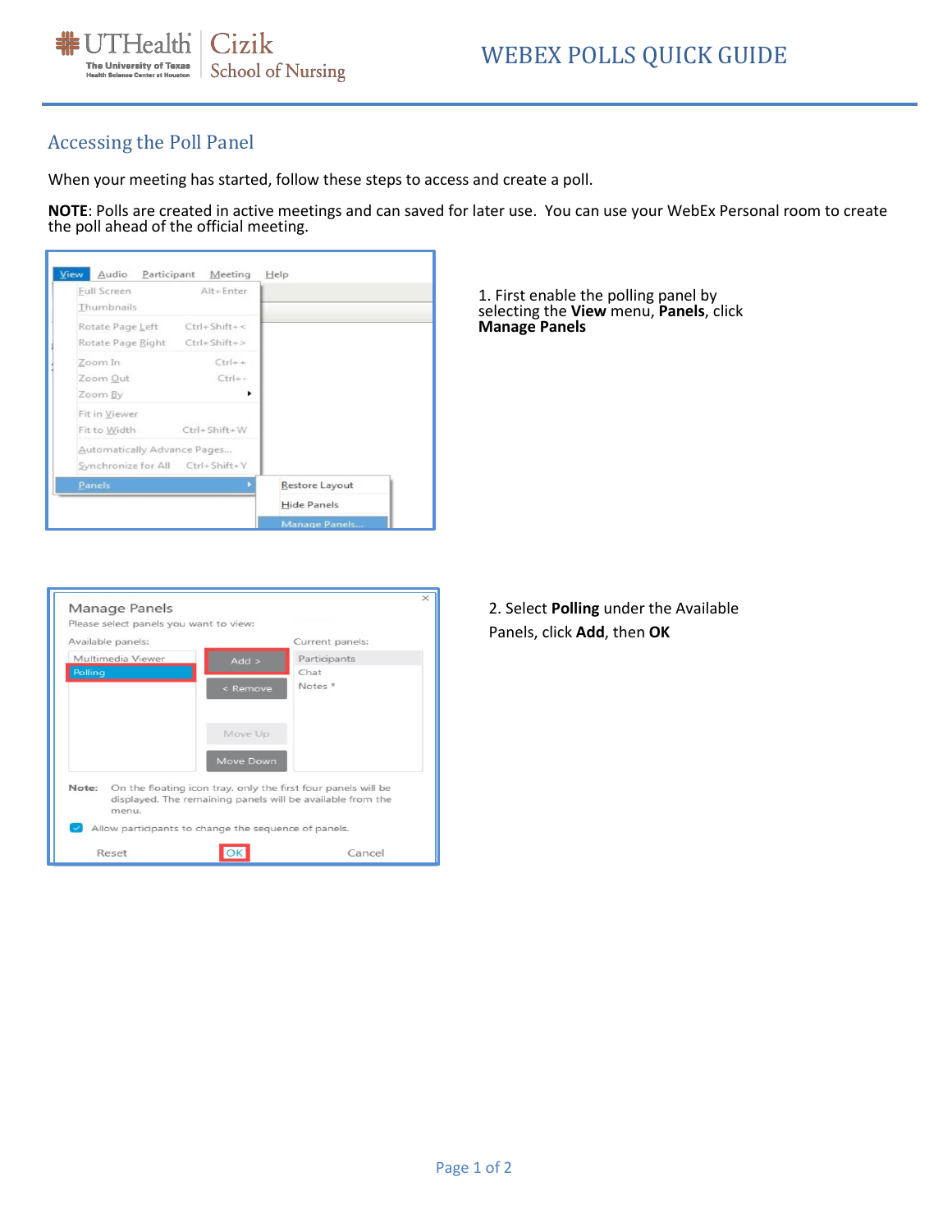# WEBEX POLLS QUICK GUIDE

## Accessing the Poll Panel

When your meeting has started, follow these steps to access and create a poll.

**NOTE**: Polls are created in active meetings and can saved for later use. You can use your WebEx Personal room to create the poll ahead of the official meeting.

1. First enable the polling panel by selecting the **View** menu, **Panels**, click **Manage Panels**

2. Select **Polling** under the Available Panels, click **Add**, then **OK**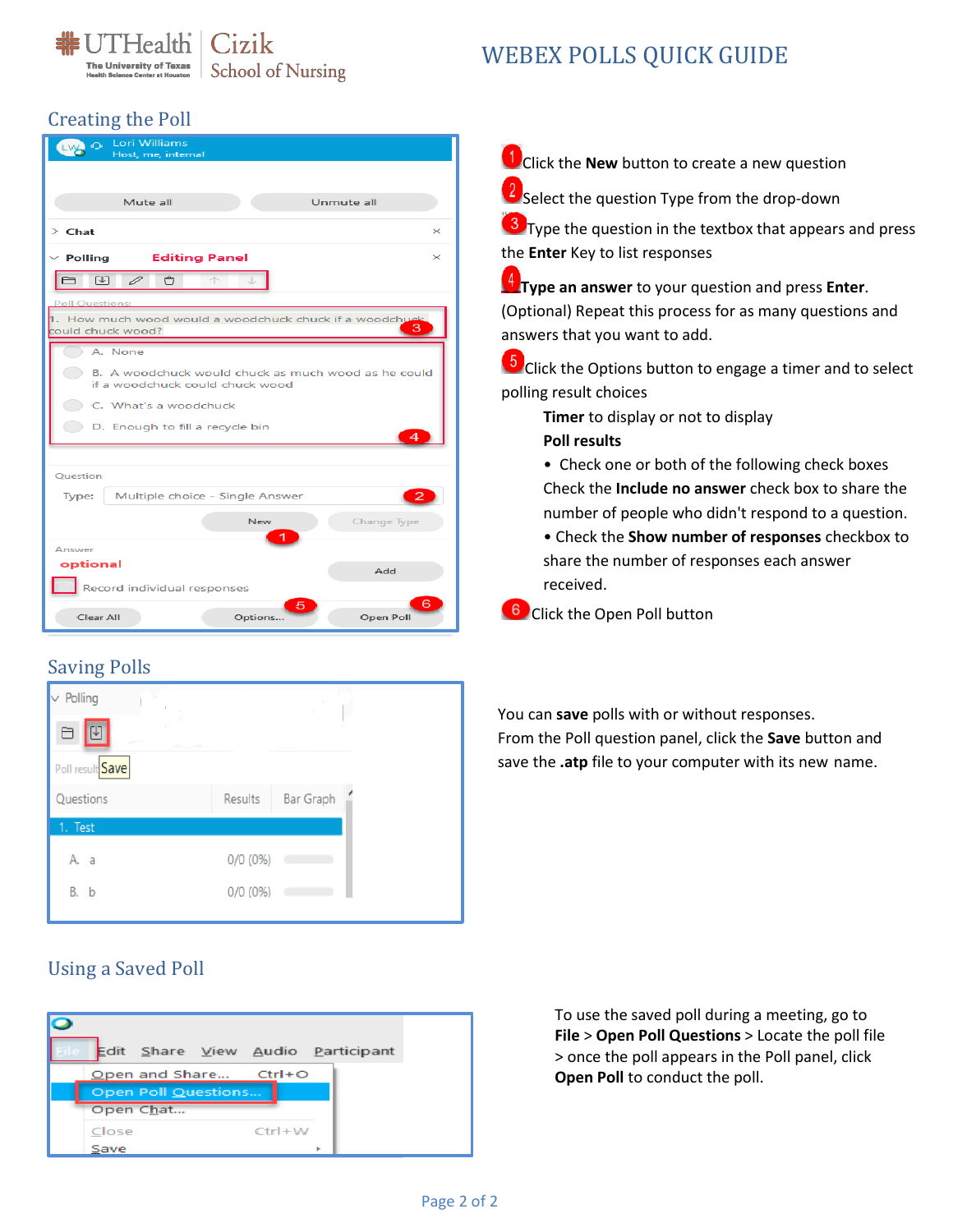# WEBEX POLLS QUICK GUIDE

## Creating the Poll

1. Click the **New** button to create a new question
2. Select the question Type from the drop-down
3. Type the question in the textbox that appears and press the **Enter** Key to list responses
4. **Type an answer** to your question and press **Enter**. (Optional) Repeat this process for as many questions and answers that you want to add.
5. Click the Options button to engage a timer and to select polling result choices

   **Timer** to display or not to display

   **Poll results**

   - Check one or both of the following check boxes

   Check the **Include no answer** check box to share the number of people who didn't respond to a question.

   - Check the **Show number of responses** checkbox to share the number of responses each answer received.
6. Click the Open Poll button

## Saving Polls

You can **save** polls with or without responses.
From the Poll question panel, click the **Save** button and save the **.atp** file to your computer with its new name.

## Using a Saved Poll

To use the saved poll during a meeting, go to **File** > **Open Poll Questions** > Locate the poll file > once the poll appears in the Poll panel, click **Open Poll** to conduct the poll.